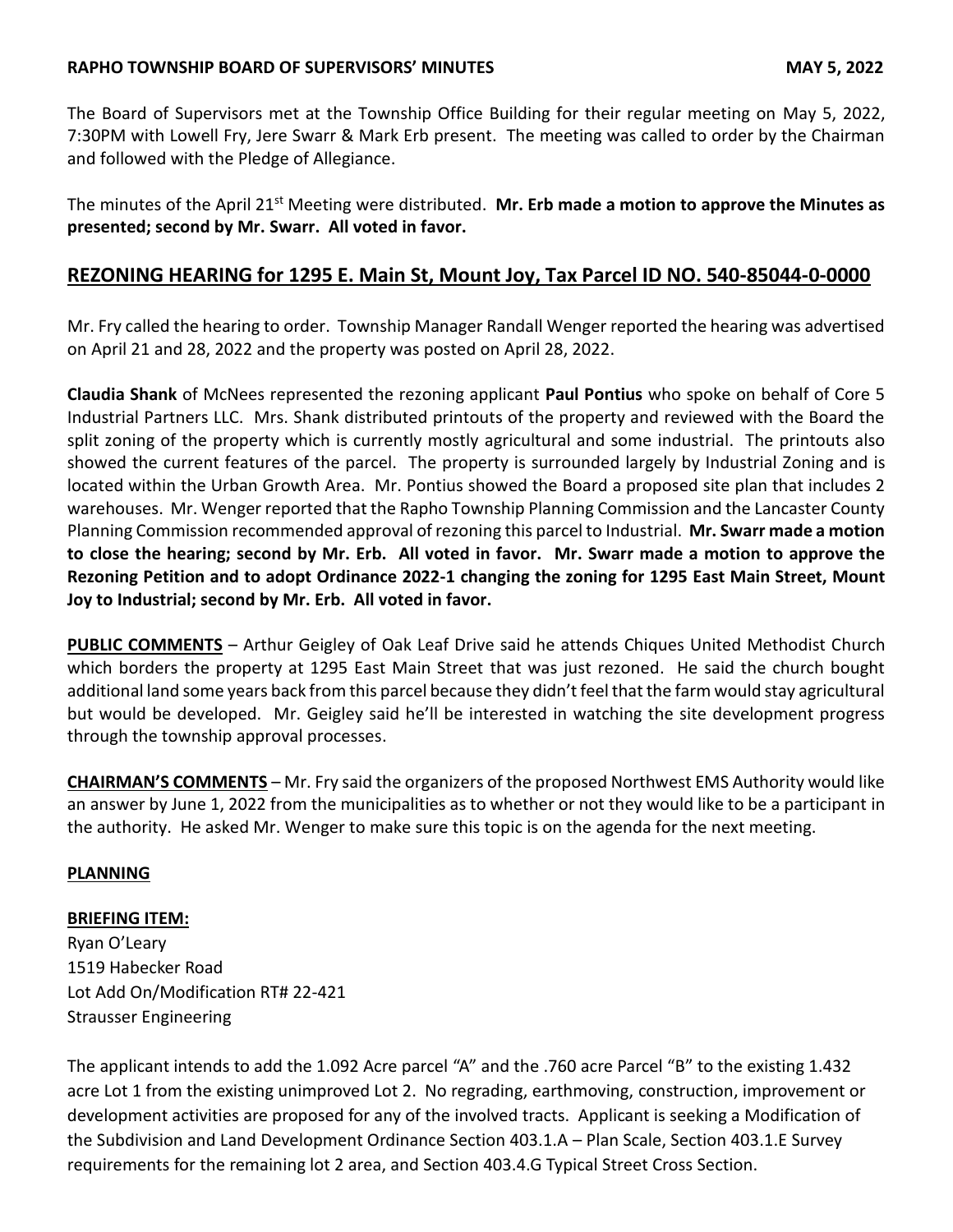# RAPHO TOWNSHIP BOARD OF SUPERVISORS' MINUTES — MAY 5, 2022

The Board of Supervisors met at the Township Office Building for their regular meeting on May 5, 2022, 7:30PM with Lowell Fry, Jere Swarr & Mark Erb present. The meeting was called to order by the Chairman and followed with the Pledge of Allegiance.

The minutes of the April 21st Meeting were distributed. **Mr. Erb made a motion to approve the Minutes as presented; second by Mr. Swarr. All voted in favor.**

## REZONING HEARING for 1295 E. Main St, Mount Joy, Tax Parcel ID NO. 540-85044-0-0000

Mr. Fry called the hearing to order. Township Manager Randall Wenger reported the hearing was advertised on April 21 and 28, 2022 and the property was posted on April 28, 2022.

**Claudia Shank** of McNees represented the rezoning applicant **Paul Pontius** who spoke on behalf of Core 5 Industrial Partners LLC. Mrs. Shank distributed printouts of the property and reviewed with the Board the split zoning of the property which is currently mostly agricultural and some industrial. The printouts also showed the current features of the parcel. The property is surrounded largely by Industrial Zoning and is located within the Urban Growth Area. Mr. Pontius showed the Board a proposed site plan that includes 2 warehouses. Mr. Wenger reported that the Rapho Township Planning Commission and the Lancaster County Planning Commission recommended approval of rezoning this parcel to Industrial. **Mr. Swarr made a motion to close the hearing; second by Mr. Erb. All voted in favor. Mr. Swarr made a motion to approve the Rezoning Petition and to adopt Ordinance 2022-1 changing the zoning for 1295 East Main Street, Mount Joy to Industrial; second by Mr. Erb. All voted in favor.**

**PUBLIC COMMENTS** – Arthur Geigley of Oak Leaf Drive said he attends Chiques United Methodist Church which borders the property at 1295 East Main Street that was just rezoned. He said the church bought additional land some years back from this parcel because they didn't feel that the farm would stay agricultural but would be developed. Mr. Geigley said he'll be interested in watching the site development progress through the township approval processes.

**CHAIRMAN'S COMMENTS** – Mr. Fry said the organizers of the proposed Northwest EMS Authority would like an answer by June 1, 2022 from the municipalities as to whether or not they would like to be a participant in the authority. He asked Mr. Wenger to make sure this topic is on the agenda for the next meeting.

**PLANNING**

**BRIEFING ITEM:**

Ryan O'Leary
1519 Habecker Road
Lot Add On/Modification RT# 22-421
Strausser Engineering

The applicant intends to add the 1.092 Acre parcel "A" and the .760 acre Parcel "B" to the existing 1.432 acre Lot 1 from the existing unimproved Lot 2. No regrading, earthmoving, construction, improvement or development activities are proposed for any of the involved tracts. Applicant is seeking a Modification of the Subdivision and Land Development Ordinance Section 403.1.A – Plan Scale, Section 403.1.E Survey requirements for the remaining lot 2 area, and Section 403.4.G Typical Street Cross Section.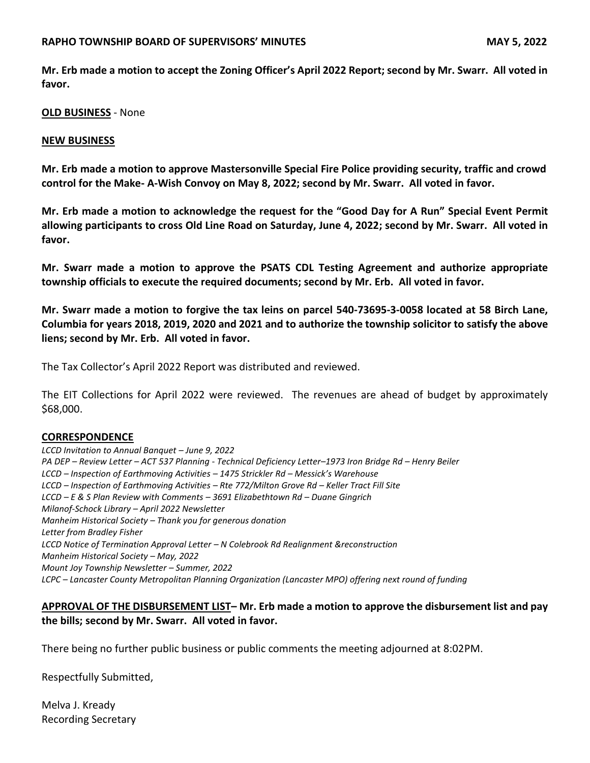**Mr. Erb made a motion to accept the Zoning Officer's April 2022 Report; second by Mr. Swarr. All voted in favor.**

**OLD BUSINESS** - None

**NEW BUSINESS**

**Mr. Erb made a motion to approve Mastersonville Special Fire Police providing security, traffic and crowd control for the Make- A-Wish Convoy on May 8, 2022; second by Mr. Swarr. All voted in favor.**

**Mr. Erb made a motion to acknowledge the request for the "Good Day for A Run" Special Event Permit allowing participants to cross Old Line Road on Saturday, June 4, 2022; second by Mr. Swarr. All voted in favor.**

**Mr. Swarr made a motion to approve the PSATS CDL Testing Agreement and authorize appropriate township officials to execute the required documents; second by Mr. Erb. All voted in favor.**

**Mr. Swarr made a motion to forgive the tax leins on parcel 540-73695-3-0058 located at 58 Birch Lane, Columbia for years 2018, 2019, 2020 and 2021 and to authorize the township solicitor to satisfy the above liens; second by Mr. Erb. All voted in favor.**

The Tax Collector's April 2022 Report was distributed and reviewed.

The EIT Collections for April 2022 were reviewed. The revenues are ahead of budget by approximately $68,000.

**CORRESPONDENCE**

*LCCD Invitation to Annual Banquet – June 9, 2022*
*PA DEP – Review Letter – ACT 537 Planning - Technical Deficiency Letter–1973 Iron Bridge Rd – Henry Beiler*
*LCCD – Inspection of Earthmoving Activities – 1475 Strickler Rd – Messick's Warehouse*
*LCCD – Inspection of Earthmoving Activities – Rte 772/Milton Grove Rd – Keller Tract Fill Site*
*LCCD – E & S Plan Review with Comments – 3691 Elizabethtown Rd – Duane Gingrich*
*Milanof-Schock Library – April 2022 Newsletter*
*Manheim Historical Society – Thank you for generous donation*
*Letter from Bradley Fisher*
*LCCD Notice of Termination Approval Letter – N Colebrook Rd Realignment &reconstruction*
*Manheim Historical Society – May, 2022*
*Mount Joy Township Newsletter – Summer, 2022*
*LCPC – Lancaster County Metropolitan Planning Organization (Lancaster MPO) offering next round of funding*

**APPROVAL OF THE DISBURSEMENT LIST– Mr. Erb made a motion to approve the disbursement list and pay the bills; second by Mr. Swarr. All voted in favor.**

There being no further public business or public comments the meeting adjourned at 8:02PM.

Respectfully Submitted,

Melva J. Kready
Recording Secretary